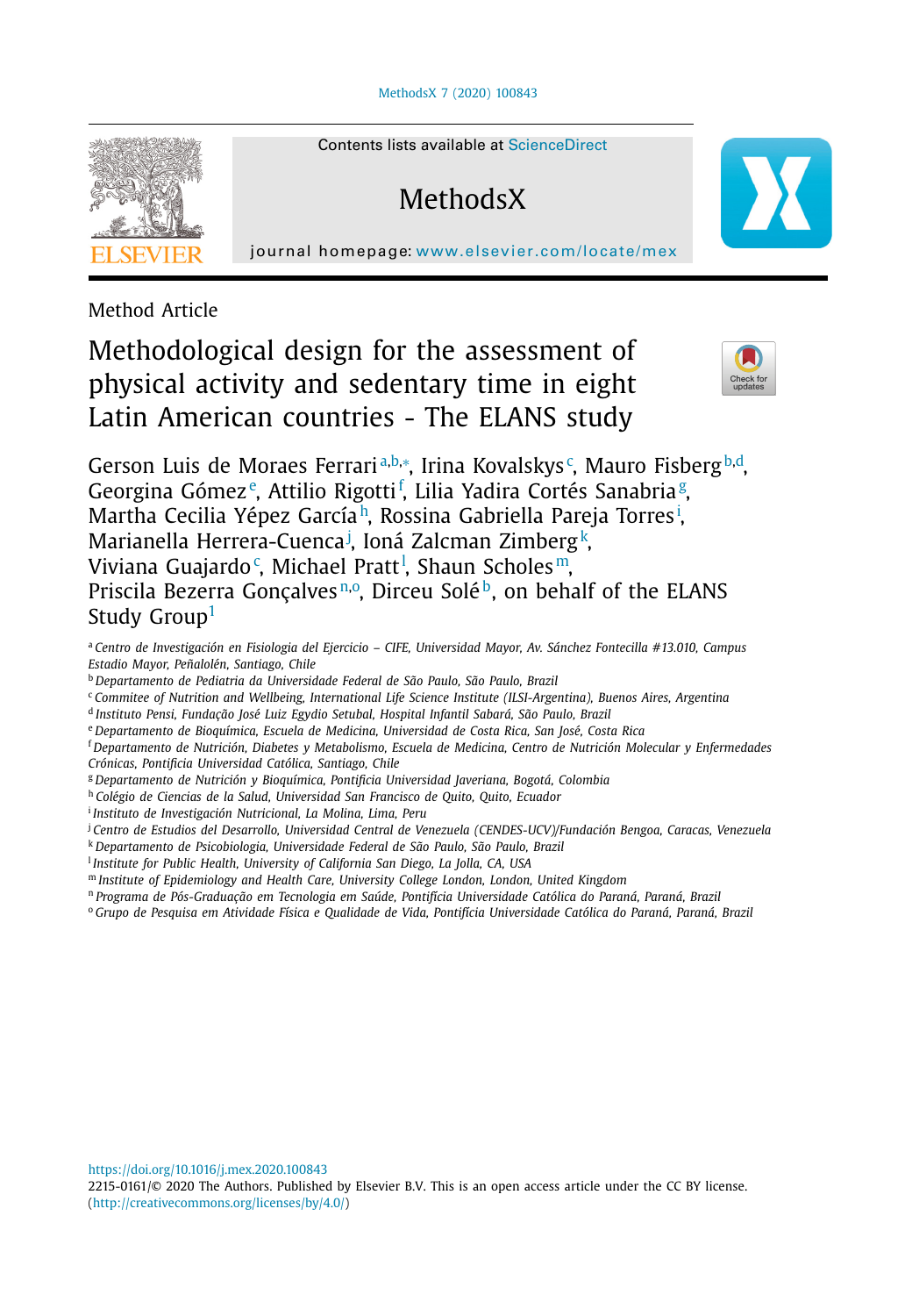Method Article

# Methodological design for the assessment of physical activity and sedentary time in eight Latin American countries - The ELANS study

Gerson Luis de Moraes Ferrari[a,b,*], Irina Kovalskys[c], Mauro Fisberg[b,d], Georgina Gómez[e], Attilio Rigotti[f], Lilia Yadira Cortés Sanabria[g], Martha Cecilia Yépez García[h], Rossina Gabriella Pareja Torres[i], Marianella Herrera-Cuenca[j], Ioná Zalcman Zimberg[k], Viviana Guajardo[c], Michael Pratt[l], Shaun Scholes[m], Priscila Bezerra Gonçalves[n,o], Dirceu Solé[b], on behalf of the ELANS Study Group[1]

[a] Centro de Investigación en Fisiología del Ejercicio – CIFE, Universidad Mayor, Av. Sánchez Fontecilla #13.010, Campus Estadio Mayor, Peñalolén, Santiago, Chile
[b] Departamento de Pediatria da Universidade Federal de São Paulo, São Paulo, Brazil
[c] Commitee of Nutrition and Wellbeing, International Life Science Institute (ILSI-Argentina), Buenos Aires, Argentina
[d] Instituto Pensi, Fundação José Luiz Egydio Setubal, Hospital Infantil Sabará, São Paulo, Brazil
[e] Departamento de Bioquímica, Escuela de Medicina, Universidad de Costa Rica, San José, Costa Rica
[f] Departamento de Nutrición, Diabetes y Metabolismo, Escuela de Medicina, Centro de Nutrición Molecular y Enfermedades Crónicas, Pontificia Universidad Católica, Santiago, Chile
[g] Departamento de Nutrición y Bioquímica, Pontificia Universidad Javeriana, Bogotá, Colombia
[h] Colégio de Ciencias de la Salud, Universidad San Francisco de Quito, Quito, Ecuador
[i] Instituto de Investigación Nutricional, La Molina, Lima, Peru
[j] Centro de Estudios del Desarrollo, Universidad Central de Venezuela (CENDES-UCV)/Fundación Bengoa, Caracas, Venezuela
[k] Departamento de Psicobiologia, Universidade Federal de São Paulo, São Paulo, Brazil
[l] Institute for Public Health, University of California San Diego, La Jolla, CA, USA
[m] Institute of Epidemiology and Health Care, University College London, London, United Kingdom
[n] Programa de Pós-Graduação em Tecnologia em Saúde, Pontifícia Universidade Católica do Paraná, Paraná, Brazil
[o] Grupo de Pesquisa em Atividade Física e Qualidade de Vida, Pontifícia Universidade Católica do Paraná, Paraná, Brazil

https://doi.org/10.1016/j.mex.2020.100843
2215-0161/© 2020 The Authors. Published by Elsevier B.V. This is an open access article under the CC BY license. (http://creativecommons.org/licenses/by/4.0/)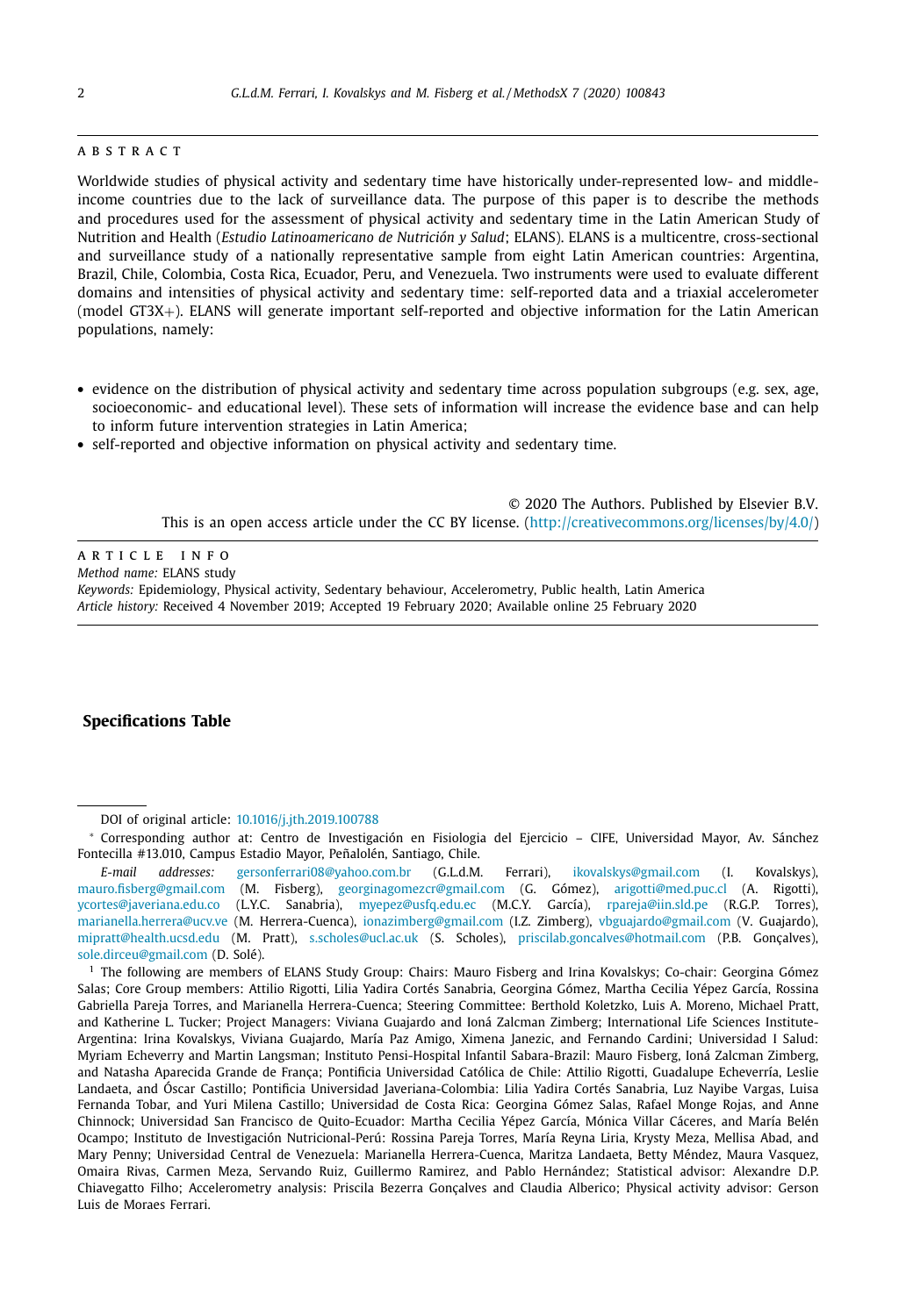## ABSTRACT

Worldwide studies of physical activity and sedentary time have historically under-represented low- and middle-income countries due to the lack of surveillance data. The purpose of this paper is to describe the methods and procedures used for the assessment of physical activity and sedentary time in the Latin American Study of Nutrition and Health (*Estudio Latinoamericano de Nutrición y Salud*; ELANS). ELANS is a multicentre, cross-sectional and surveillance study of a nationally representative sample from eight Latin American countries: Argentina, Brazil, Chile, Colombia, Costa Rica, Ecuador, Peru, and Venezuela. Two instruments were used to evaluate different domains and intensities of physical activity and sedentary time: self-reported data and a triaxial accelerometer (model GT3X+). ELANS will generate important self-reported and objective information for the Latin American populations, namely:

- evidence on the distribution of physical activity and sedentary time across population subgroups (e.g. sex, age, socioeconomic- and educational level). These sets of information will increase the evidence base and can help to inform future intervention strategies in Latin America;
- self-reported and objective information on physical activity and sedentary time.

© 2020 The Authors. Published by Elsevier B.V.
This is an open access article under the CC BY license. (http://creativecommons.org/licenses/by/4.0/)

## ARTICLE INFO

*Method name:* ELANS study
*Keywords:* Epidemiology, Physical activity, Sedentary behaviour, Accelerometry, Public health, Latin America
*Article history:* Received 4 November 2019; Accepted 19 February 2020; Available online 25 February 2020

**Specifications Table**

---

DOI of original article: 10.1016/j.jth.2019.100788

* Corresponding author at: Centro de Investigación en Fisiologia del Ejercicio – CIFE, Universidad Mayor, Av. Sánchez Fontecilla #13.010, Campus Estadio Mayor, Peñalolén, Santiago, Chile.

*E-mail addresses:* gersonferrari08@yahoo.com.br (G.L.d.M. Ferrari), ikovalskys@gmail.com (I. Kovalskys), mauro.fisberg@gmail.com (M. Fisberg), georginagomezcr@gmail.com (G. Gómez), arigotti@med.puc.cl (A. Rigotti), ycortes@javeriana.edu.co (L.Y.C. Sanabria), myepez@usfq.edu.ec (M.C.Y. García), rpareja@iin.sld.pe (R.G.P. Torres), marianella.herrera@ucv.ve (M. Herrera-Cuenca), ionazimberg@gmail.com (I.Z. Zimberg), vbguajardo@gmail.com (V. Guajardo), mipratt@health.ucsd.edu (M. Pratt), s.scholes@ucl.ac.uk (S. Scholes), priscilab.goncalves@hotmail.com (P.B. Gonçalves), sole.dirceu@gmail.com (D. Solé).

[1] The following are members of ELANS Study Group: Chairs: Mauro Fisberg and Irina Kovalskys; Co-chair: Georgina Gómez Salas; Core Group members: Attilio Rigotti, Lilia Yadira Cortés Sanabria, Georgina Gómez, Martha Cecilia Yépez García, Rossina Gabriella Pareja Torres, and Marianella Herrera-Cuenca; Steering Committee: Berthold Koletzko, Luis A. Moreno, Michael Pratt, and Katherine L. Tucker; Project Managers: Viviana Guajardo and Ioná Zalcman Zimberg; International Life Sciences Institute-Argentina: Irina Kovalskys, Viviana Guajardo, María Paz Amigo, Ximena Janezic, and Fernando Cardini; Universidad I Salud: Myriam Echeverry and Martin Langsman; Instituto Pensi-Hospital Infantil Sabara-Brazil: Mauro Fisberg, Ioná Zalcman Zimberg, and Natasha Aparecida Grande de França; Pontificia Universidad Católica de Chile: Attilio Rigotti, Guadalupe Echeverría, Leslie Landaeta, and Óscar Castillo; Pontificia Universidad Javeriana-Colombia: Lilia Yadira Cortés Sanabria, Luz Nayibe Vargas, Luisa Fernanda Tobar, and Yuri Milena Castillo; Universidad de Costa Rica: Georgina Gómez Salas, Rafael Monge Rojas, and Anne Chinnock; Universidad San Francisco de Quito-Ecuador: Martha Cecilia Yépez García, Mónica Villar Cáceres, and María Belén Ocampo; Instituto de Investigación Nutricional-Perú: Rossina Pareja Torres, María Reyna Liria, Krysty Meza, Mellisa Abad, and Mary Penny; Universidad Central de Venezuela: Marianella Herrera-Cuenca, Maritza Landaeta, Betty Méndez, Maura Vasquez, Omaira Rivas, Carmen Meza, Servando Ruiz, Guillermo Ramirez, and Pablo Hernández; Statistical advisor: Alexandre D.P. Chiavegatto Filho; Accelerometry analysis: Priscila Bezerra Gonçalves and Claudia Alberico; Physical activity advisor: Gerson Luis de Moraes Ferrari.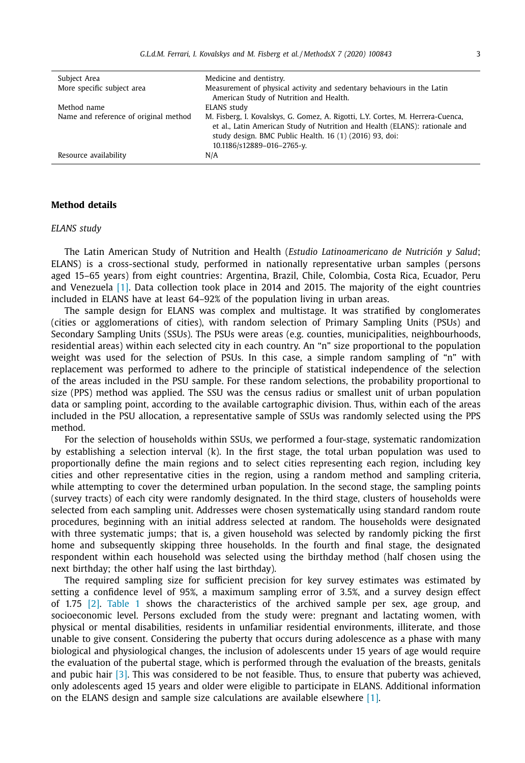| Subject Area | Medicine and dentistry. |
| --- | --- |
| More specific subject area | Measurement of physical activity and sedentary behaviours in the Latin American Study of Nutrition and Health. |
| Method name | ELANS study |
| Name and reference of original method | M. Fisberg, I. Kovalskys, G. Gomez, A. Rigotti, L.Y. Cortes, M. Herrera-Cuenca, et al., Latin American Study of Nutrition and Health (ELANS): rationale and study design. BMC Public Health. 16 (1) (2016) 93, doi: 10.1186/s12889-016-2765-y. |
| Resource availability | N/A |

## Method details

### *ELANS study*

The Latin American Study of Nutrition and Health (*Estudio Latinoamericano de Nutrición y Salud*; ELANS) is a cross-sectional study, performed in nationally representative urban samples (persons aged 15–65 years) from eight countries: Argentina, Brazil, Chile, Colombia, Costa Rica, Ecuador, Peru and Venezuela [1]. Data collection took place in 2014 and 2015. The majority of the eight countries included in ELANS have at least 64–92% of the population living in urban areas.

The sample design for ELANS was complex and multistage. It was stratified by conglomerates (cities or agglomerations of cities), with random selection of Primary Sampling Units (PSUs) and Secondary Sampling Units (SSUs). The PSUs were areas (e.g. counties, municipalities, neighbourhoods, residential areas) within each selected city in each country. An "n" size proportional to the population weight was used for the selection of PSUs. In this case, a simple random sampling of "n" with replacement was performed to adhere to the principle of statistical independence of the selection of the areas included in the PSU sample. For these random selections, the probability proportional to size (PPS) method was applied. The SSU was the census radius or smallest unit of urban population data or sampling point, according to the available cartographic division. Thus, within each of the areas included in the PSU allocation, a representative sample of SSUs was randomly selected using the PPS method.

For the selection of households within SSUs, we performed a four-stage, systematic randomization by establishing a selection interval (k). In the first stage, the total urban population was used to proportionally define the main regions and to select cities representing each region, including key cities and other representative cities in the region, using a random method and sampling criteria, while attempting to cover the determined urban population. In the second stage, the sampling points (survey tracts) of each city were randomly designated. In the third stage, clusters of households were selected from each sampling unit. Addresses were chosen systematically using standard random route procedures, beginning with an initial address selected at random. The households were designated with three systematic jumps; that is, a given household was selected by randomly picking the first home and subsequently skipping three households. In the fourth and final stage, the designated respondent within each household was selected using the birthday method (half chosen using the next birthday; the other half using the last birthday).

The required sampling size for sufficient precision for key survey estimates was estimated by setting a confidence level of 95%, a maximum sampling error of 3.5%, and a survey design effect of 1.75 [2]. Table 1 shows the characteristics of the archived sample per sex, age group, and socioeconomic level. Persons excluded from the study were: pregnant and lactating women, with physical or mental disabilities, residents in unfamiliar residential environments, illiterate, and those unable to give consent. Considering the puberty that occurs during adolescence as a phase with many biological and physiological changes, the inclusion of adolescents under 15 years of age would require the evaluation of the pubertal stage, which is performed through the evaluation of the breasts, genitals and pubic hair [3]. This was considered to be not feasible. Thus, to ensure that puberty was achieved, only adolescents aged 15 years and older were eligible to participate in ELANS. Additional information on the ELANS design and sample size calculations are available elsewhere [1].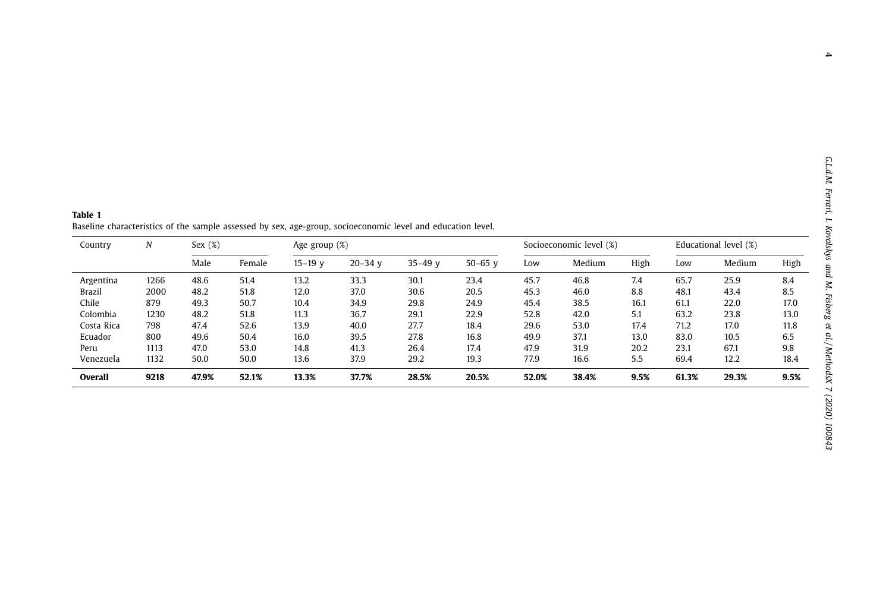**Table 1**
Baseline characteristics of the sample assessed by sex, age-group, socioeconomic level and education level.

| Country | N | Sex (%) | | Age group (%) | | | | Socioeconomic level (%) | | | Educational level (%) | | |
|---|---|---|---|---|---|---|---|---|---|---|---|---|---|
| | | Male | Female | 15–19 y | 20–34 y | 35–49 y | 50–65 y | Low | Medium | High | Low | Medium | High |
| Argentina | 1266 | 48.6 | 51.4 | 13.2 | 33.3 | 30.1 | 23.4 | 45.7 | 46.8 | 7.4 | 65.7 | 25.9 | 8.4 |
| Brazil | 2000 | 48.2 | 51.8 | 12.0 | 37.0 | 30.6 | 20.5 | 45.3 | 46.0 | 8.8 | 48.1 | 43.4 | 8.5 |
| Chile | 879 | 49.3 | 50.7 | 10.4 | 34.9 | 29.8 | 24.9 | 45.4 | 38.5 | 16.1 | 61.1 | 22.0 | 17.0 |
| Colombia | 1230 | 48.2 | 51.8 | 11.3 | 36.7 | 29.1 | 22.9 | 52.8 | 42.0 | 5.1 | 63.2 | 23.8 | 13.0 |
| Costa Rica | 798 | 47.4 | 52.6 | 13.9 | 40.0 | 27.7 | 18.4 | 29.6 | 53.0 | 17.4 | 71.2 | 17.0 | 11.8 |
| Ecuador | 800 | 49.6 | 50.4 | 16.0 | 39.5 | 27.8 | 16.8 | 49.9 | 37.1 | 13.0 | 83.0 | 10.5 | 6.5 |
| Peru | 1113 | 47.0 | 53.0 | 14.8 | 41.3 | 26.4 | 17.4 | 47.9 | 31.9 | 20.2 | 23.1 | 67.1 | 9.8 |
| Venezuela | 1132 | 50.0 | 50.0 | 13.6 | 37.9 | 29.2 | 19.3 | 77.9 | 16.6 | 5.5 | 69.4 | 12.2 | 18.4 |
| **Overall** | **9218** | **47.9%** | **52.1%** | **13.3%** | **37.7%** | **28.5%** | **20.5%** | **52.0%** | **38.4%** | **9.5%** | **61.3%** | **29.3%** | **9.5%** |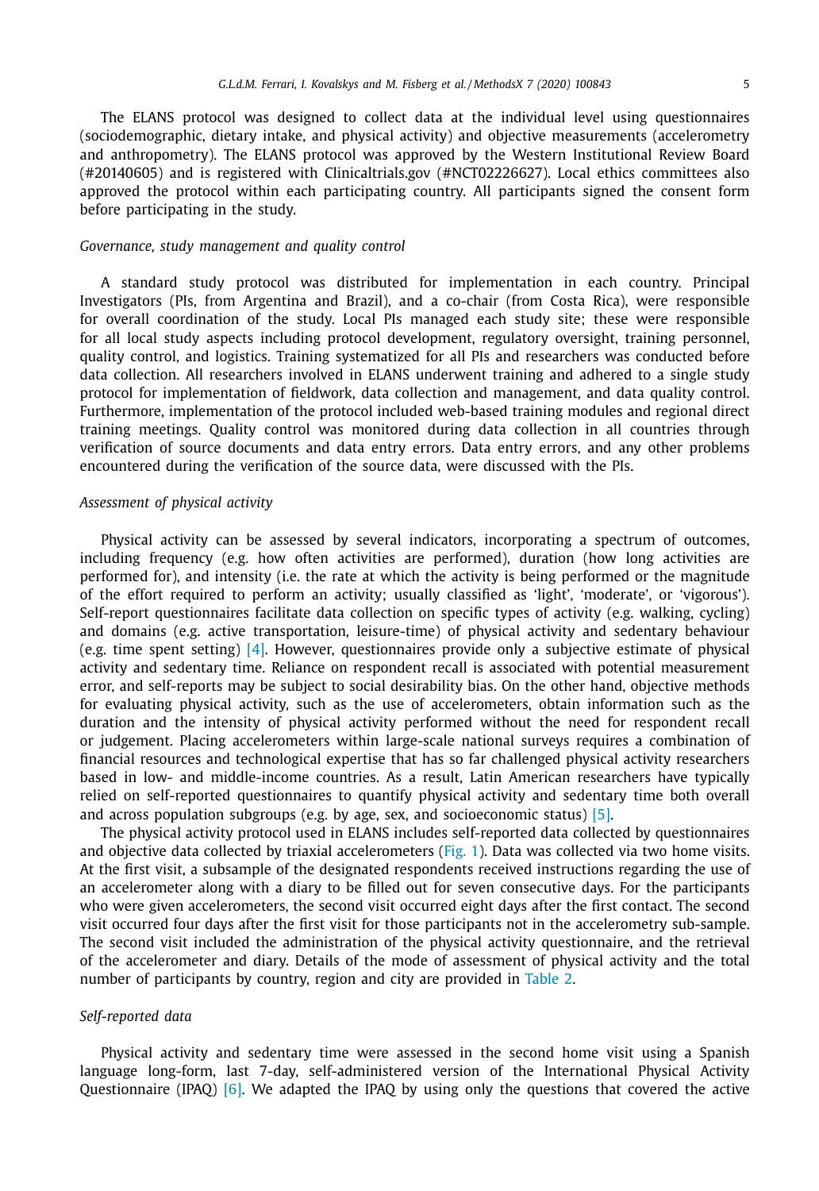The ELANS protocol was designed to collect data at the individual level using questionnaires (sociodemographic, dietary intake, and physical activity) and objective measurements (accelerometry and anthropometry). The ELANS protocol was approved by the Western Institutional Review Board (#20140605) and is registered with Clinicaltrials.gov (#NCT02226627). Local ethics committees also approved the protocol within each participating country. All participants signed the consent form before participating in the study.

*Governance, study management and quality control*

A standard study protocol was distributed for implementation in each country. Principal Investigators (PIs, from Argentina and Brazil), and a co-chair (from Costa Rica), were responsible for overall coordination of the study. Local PIs managed each study site; these were responsible for all local study aspects including protocol development, regulatory oversight, training personnel, quality control, and logistics. Training systematized for all PIs and researchers was conducted before data collection. All researchers involved in ELANS underwent training and adhered to a single study protocol for implementation of fieldwork, data collection and management, and data quality control. Furthermore, implementation of the protocol included web-based training modules and regional direct training meetings. Quality control was monitored during data collection in all countries through verification of source documents and data entry errors. Data entry errors, and any other problems encountered during the verification of the source data, were discussed with the PIs.

*Assessment of physical activity*

Physical activity can be assessed by several indicators, incorporating a spectrum of outcomes, including frequency (e.g. how often activities are performed), duration (how long activities are performed for), and intensity (i.e. the rate at which the activity is being performed or the magnitude of the effort required to perform an activity; usually classified as 'light', 'moderate', or 'vigorous'). Self-report questionnaires facilitate data collection on specific types of activity (e.g. walking, cycling) and domains (e.g. active transportation, leisure-time) of physical activity and sedentary behaviour (e.g. time spent setting) [4]. However, questionnaires provide only a subjective estimate of physical activity and sedentary time. Reliance on respondent recall is associated with potential measurement error, and self-reports may be subject to social desirability bias. On the other hand, objective methods for evaluating physical activity, such as the use of accelerometers, obtain information such as the duration and the intensity of physical activity performed without the need for respondent recall or judgement. Placing accelerometers within large-scale national surveys requires a combination of financial resources and technological expertise that has so far challenged physical activity researchers based in low- and middle-income countries. As a result, Latin American researchers have typically relied on self-reported questionnaires to quantify physical activity and sedentary time both overall and across population subgroups (e.g. by age, sex, and socioeconomic status) [5].

The physical activity protocol used in ELANS includes self-reported data collected by questionnaires and objective data collected by triaxial accelerometers (Fig. 1). Data was collected via two home visits. At the first visit, a subsample of the designated respondents received instructions regarding the use of an accelerometer along with a diary to be filled out for seven consecutive days. For the participants who were given accelerometers, the second visit occurred eight days after the first contact. The second visit occurred four days after the first visit for those participants not in the accelerometry sub-sample. The second visit included the administration of the physical activity questionnaire, and the retrieval of the accelerometer and diary. Details of the mode of assessment of physical activity and the total number of participants by country, region and city are provided in Table 2.

*Self-reported data*

Physical activity and sedentary time were assessed in the second home visit using a Spanish language long-form, last 7-day, self-administered version of the International Physical Activity Questionnaire (IPAQ) [6]. We adapted the IPAQ by using only the questions that covered the active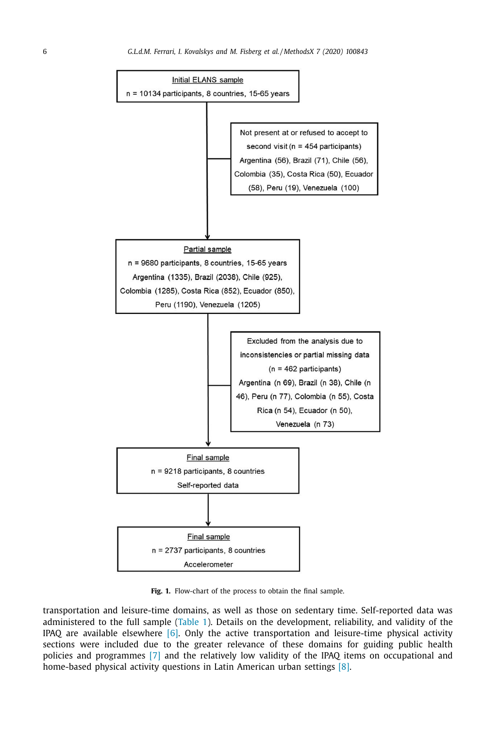Initial ELANS sample
n = 10134 participants, 8 countries, 15-65 years

Not present at or refused to accept to second visit (n = 454 participants)
Argentina (56), Brazil (71), Chile (56), Colombia (35), Costa Rica (50), Ecuador (58), Peru (19), Venezuela (100)

Partial sample
n = 9680 participants, 8 countries, 15-65 years
Argentina (1335), Brazil (2038), Chile (925), Colombia (1285), Costa Rica (852), Ecuador (850), Peru (1190), Venezuela (1205)

Excluded from the analysis due to inconsistencies or partial missing data (n = 462 participants)
Argentina (n 69), Brazil (n 38), Chile (n 46), Peru (n 77), Colombia (n 55), Costa Rica (n 54), Ecuador (n 50), Venezuela (n 73)

Final sample
n = 9218 participants, 8 countries
Self-reported data

Final sample
n = 2737 participants, 8 countries
Accelerometer

**Fig. 1.** Flow-chart of the process to obtain the final sample.

transportation and leisure-time domains, as well as those on sedentary time. Self-reported data was administered to the full sample (Table 1). Details on the development, reliability, and validity of the IPAQ are available elsewhere [6]. Only the active transportation and leisure-time physical activity sections were included due to the greater relevance of these domains for guiding public health policies and programmes [7] and the relatively low validity of the IPAQ items on occupational and home-based physical activity questions in Latin American urban settings [8].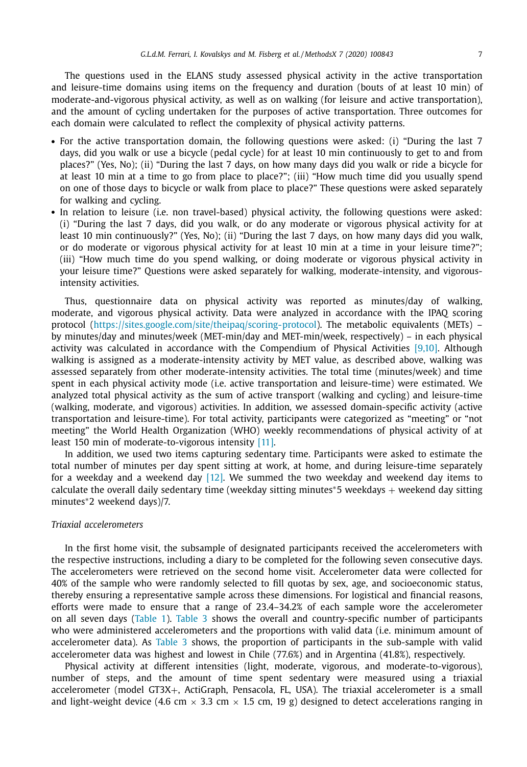The questions used in the ELANS study assessed physical activity in the active transportation and leisure-time domains using items on the frequency and duration (bouts of at least 10 min) of moderate-and-vigorous physical activity, as well as on walking (for leisure and active transportation), and the amount of cycling undertaken for the purposes of active transportation. Three outcomes for each domain were calculated to reflect the complexity of physical activity patterns.

- For the active transportation domain, the following questions were asked: (i) "During the last 7 days, did you walk or use a bicycle (pedal cycle) for at least 10 min continuously to get to and from places?" (Yes, No); (ii) "During the last 7 days, on how many days did you walk or ride a bicycle for at least 10 min at a time to go from place to place?"; (iii) "How much time did you usually spend on one of those days to bicycle or walk from place to place?" These questions were asked separately for walking and cycling.
- In relation to leisure (i.e. non travel-based) physical activity, the following questions were asked: (i) "During the last 7 days, did you walk, or do any moderate or vigorous physical activity for at least 10 min continuously?" (Yes, No); (ii) "During the last 7 days, on how many days did you walk, or do moderate or vigorous physical activity for at least 10 min at a time in your leisure time?"; (iii) "How much time do you spend walking, or doing moderate or vigorous physical activity in your leisure time?" Questions were asked separately for walking, moderate-intensity, and vigorous-intensity activities.

Thus, questionnaire data on physical activity was reported as minutes/day of walking, moderate, and vigorous physical activity. Data were analyzed in accordance with the IPAQ scoring protocol (https://sites.google.com/site/theipaq/scoring-protocol). The metabolic equivalents (METs) – by minutes/day and minutes/week (MET-min/day and MET-min/week, respectively) – in each physical activity was calculated in accordance with the Compendium of Physical Activities [9,10]. Although walking is assigned as a moderate-intensity activity by MET value, as described above, walking was assessed separately from other moderate-intensity activities. The total time (minutes/week) and time spent in each physical activity mode (i.e. active transportation and leisure-time) were estimated. We analyzed total physical activity as the sum of active transport (walking and cycling) and leisure-time (walking, moderate, and vigorous) activities. In addition, we assessed domain-specific activity (active transportation and leisure-time). For total activity, participants were categorized as "meeting" or "not meeting" the World Health Organization (WHO) weekly recommendations of physical activity of at least 150 min of moderate-to-vigorous intensity [11].

In addition, we used two items capturing sedentary time. Participants were asked to estimate the total number of minutes per day spent sitting at work, at home, and during leisure-time separately for a weekday and a weekend day [12]. We summed the two weekday and weekend day items to calculate the overall daily sedentary time (weekday sitting minutes*5 weekdays + weekend day sitting minutes*2 weekend days)/7.

*Triaxial accelerometers*

In the first home visit, the subsample of designated participants received the accelerometers with the respective instructions, including a diary to be completed for the following seven consecutive days. The accelerometers were retrieved on the second home visit. Accelerometer data were collected for 40% of the sample who were randomly selected to fill quotas by sex, age, and socioeconomic status, thereby ensuring a representative sample across these dimensions. For logistical and financial reasons, efforts were made to ensure that a range of 23.4–34.2% of each sample wore the accelerometer on all seven days (Table 1). Table 3 shows the overall and country-specific number of participants who were administered accelerometers and the proportions with valid data (i.e. minimum amount of accelerometer data). As Table 3 shows, the proportion of participants in the sub-sample with valid accelerometer data was highest and lowest in Chile (77.6%) and in Argentina (41.8%), respectively.

Physical activity at different intensities (light, moderate, vigorous, and moderate-to-vigorous), number of steps, and the amount of time spent sedentary were measured using a triaxial accelerometer (model GT3X+, ActiGraph, Pensacola, FL, USA). The triaxial accelerometer is a small and light-weight device (4.6 cm × 3.3 cm × 1.5 cm, 19 g) designed to detect accelerations ranging in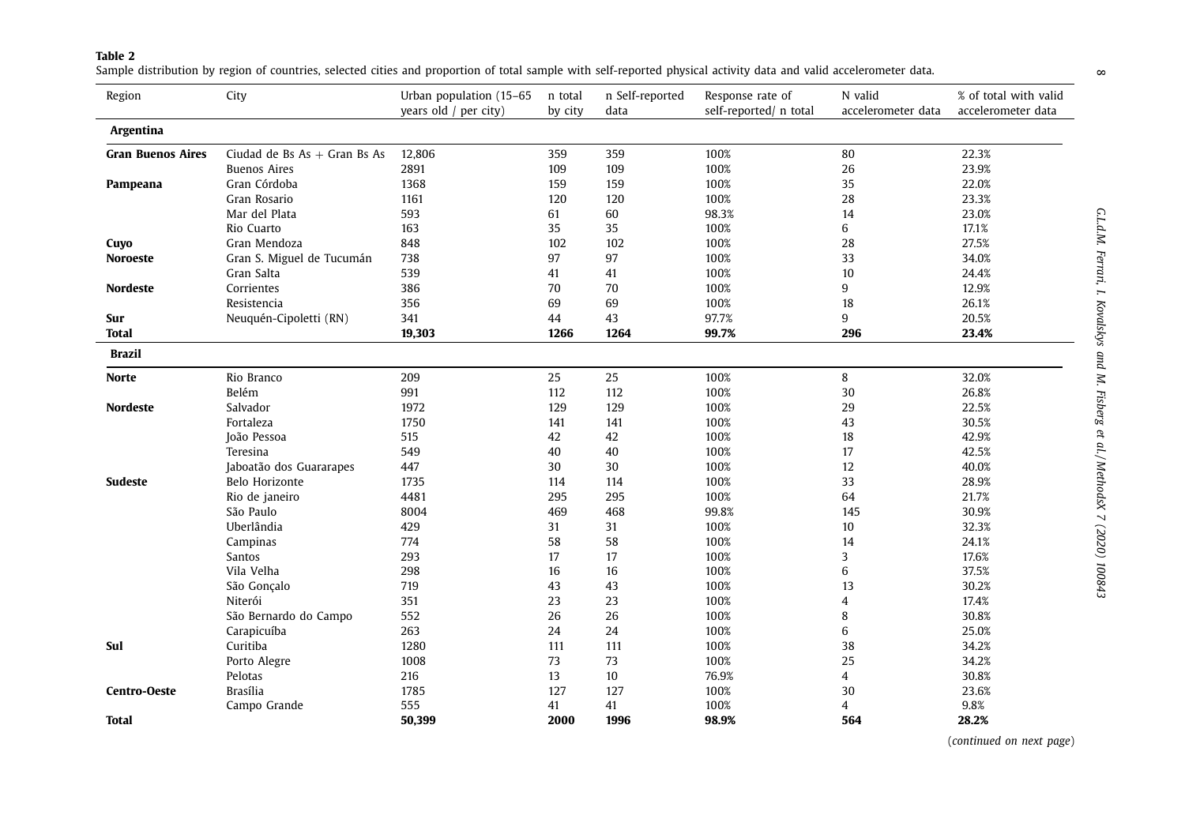**Table 2**
Sample distribution by region of countries, selected cities and proportion of total sample with self-reported physical activity data and valid accelerometer data.

| Region | City | Urban population (15–65 years old / per city) | n total by city | n Self-reported data | Response rate of self-reported/ n total | N valid accelerometer data | % of total with valid accelerometer data |
|---|---|---|---|---|---|---|---|
| **Argentina** | | | | | | | |
| **Gran Buenos Aires** | Ciudad de Bs As + Gran Bs As | 12,806 | 359 | 359 | 100% | 80 | 22.3% |
| | Buenos Aires | 2891 | 109 | 109 | 100% | 26 | 23.9% |
| **Pampeana** | Gran Córdoba | 1368 | 159 | 159 | 100% | 35 | 22.0% |
| | Gran Rosario | 1161 | 120 | 120 | 100% | 28 | 23.3% |
| | Mar del Plata | 593 | 61 | 60 | 98.3% | 14 | 23.0% |
| | Rio Cuarto | 163 | 35 | 35 | 100% | 6 | 17.1% |
| **Cuyo** | Gran Mendoza | 848 | 102 | 102 | 100% | 28 | 27.5% |
| **Noroeste** | Gran S. Miguel de Tucumán | 738 | 97 | 97 | 100% | 33 | 34.0% |
| | Gran Salta | 539 | 41 | 41 | 100% | 10 | 24.4% |
| **Nordeste** | Corrientes | 386 | 70 | 70 | 100% | 9 | 12.9% |
| | Resistencia | 356 | 69 | 69 | 100% | 18 | 26.1% |
| **Sur** | Neuquén-Cipoletti (RN) | 341 | 44 | 43 | 97.7% | 9 | 20.5% |
| **Total** | | **19,303** | **1266** | **1264** | **99.7%** | **296** | **23.4%** |
| **Brazil** | | | | | | | |
| **Norte** | Rio Branco | 209 | 25 | 25 | 100% | 8 | 32.0% |
| | Belém | 991 | 112 | 112 | 100% | 30 | 26.8% |
| **Nordeste** | Salvador | 1972 | 129 | 129 | 100% | 29 | 22.5% |
| | Fortaleza | 1750 | 141 | 141 | 100% | 43 | 30.5% |
| | João Pessoa | 515 | 42 | 42 | 100% | 18 | 42.9% |
| | Teresina | 549 | 40 | 40 | 100% | 17 | 42.5% |
| | Jaboatão dos Guararapes | 447 | 30 | 30 | 100% | 12 | 40.0% |
| **Sudeste** | Belo Horizonte | 1735 | 114 | 114 | 100% | 33 | 28.9% |
| | Rio de janeiro | 4481 | 295 | 295 | 100% | 64 | 21.7% |
| | São Paulo | 8004 | 469 | 468 | 99.8% | 145 | 30.9% |
| | Uberlândia | 429 | 31 | 31 | 100% | 10 | 32.3% |
| | Campinas | 774 | 58 | 58 | 100% | 14 | 24.1% |
| | Santos | 293 | 17 | 17 | 100% | 3 | 17.6% |
| | Vila Velha | 298 | 16 | 16 | 100% | 6 | 37.5% |
| | São Gonçalo | 719 | 43 | 43 | 100% | 13 | 30.2% |
| | Niterói | 351 | 23 | 23 | 100% | 4 | 17.4% |
| | São Bernardo do Campo | 552 | 26 | 26 | 100% | 8 | 30.8% |
| | Carapicuíba | 263 | 24 | 24 | 100% | 6 | 25.0% |
| **Sul** | Curitiba | 1280 | 111 | 111 | 100% | 38 | 34.2% |
| | Porto Alegre | 1008 | 73 | 73 | 100% | 25 | 34.2% |
| | Pelotas | 216 | 13 | 10 | 76.9% | 4 | 30.8% |
| **Centro-Oeste** | Brasília | 1785 | 127 | 127 | 100% | 30 | 23.6% |
| | Campo Grande | 555 | 41 | 41 | 100% | 4 | 9.8% |
| **Total** | | **50,399** | **2000** | **1996** | **98.9%** | **564** | **28.2%** |

(*continued on next page*)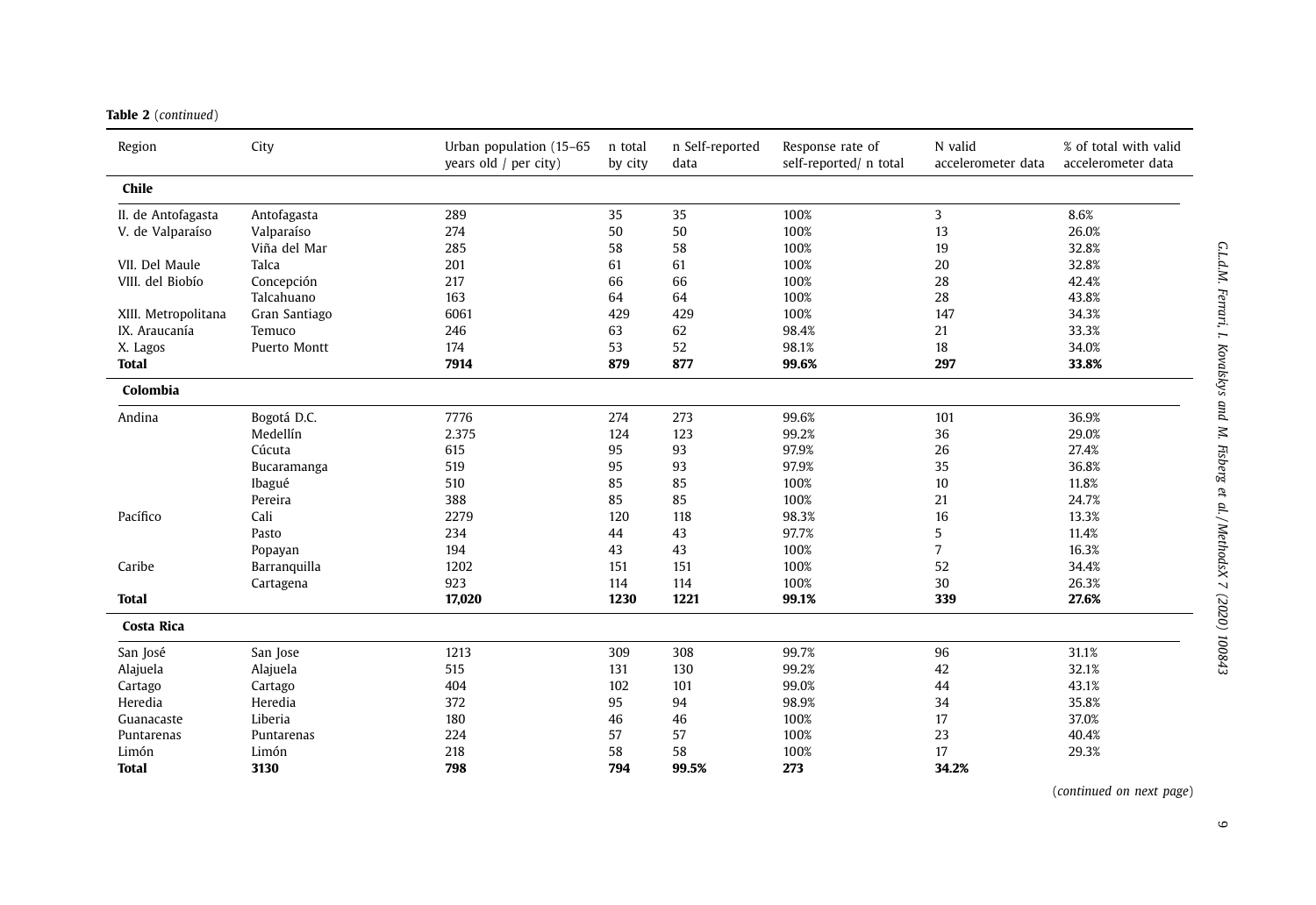**Table 2** (*continued*)

| Region | City | Urban population (15–65 years old / per city) | n total by city | n Self-reported data | Response rate of self-reported/ n total | N valid accelerometer data | % of total with valid accelerometer data |
|---|---|---|---|---|---|---|---|
| **Chile** | | | | | | | |
| II. de Antofagasta | Antofagasta | 289 | 35 | 35 | 100% | 3 | 8.6% |
| V. de Valparaíso | Valparaíso | 274 | 50 | 50 | 100% | 13 | 26.0% |
| | Viña del Mar | 285 | 58 | 58 | 100% | 19 | 32.8% |
| VII. Del Maule | Talca | 201 | 61 | 61 | 100% | 20 | 32.8% |
| VIII. del Biobío | Concepción | 217 | 66 | 66 | 100% | 28 | 42.4% |
| | Talcahuano | 163 | 64 | 64 | 100% | 28 | 43.8% |
| XIII. Metropolitana | Gran Santiago | 6061 | 429 | 429 | 100% | 147 | 34.3% |
| IX. Araucanía | Temuco | 246 | 63 | 62 | 98.4% | 21 | 33.3% |
| X. Lagos | Puerto Montt | 174 | 53 | 52 | 98.1% | 18 | 34.0% |
| **Total** | | **7914** | **879** | **877** | **99.6%** | **297** | **33.8%** |
| **Colombia** | | | | | | | |
| Andina | Bogotá D.C. | 7776 | 274 | 273 | 99.6% | 101 | 36.9% |
| | Medellín | 2.375 | 124 | 123 | 99.2% | 36 | 29.0% |
| | Cúcuta | 615 | 95 | 93 | 97.9% | 26 | 27.4% |
| | Bucaramanga | 519 | 95 | 93 | 97.9% | 35 | 36.8% |
| | Ibagué | 510 | 85 | 85 | 100% | 10 | 11.8% |
| | Pereira | 388 | 85 | 85 | 100% | 21 | 24.7% |
| Pacífico | Cali | 2279 | 120 | 118 | 98.3% | 16 | 13.3% |
| | Pasto | 234 | 44 | 43 | 97.7% | 5 | 11.4% |
| | Popayan | 194 | 43 | 43 | 100% | 7 | 16.3% |
| Caribe | Barranquilla | 1202 | 151 | 151 | 100% | 52 | 34.4% |
| | Cartagena | 923 | 114 | 114 | 100% | 30 | 26.3% |
| **Total** | | **17,020** | **1230** | **1221** | **99.1%** | **339** | **27.6%** |
| **Costa Rica** | | | | | | | |
| San José | San Jose | 1213 | 309 | 308 | 99.7% | 96 | 31.1% |
| Alajuela | Alajuela | 515 | 131 | 130 | 99.2% | 42 | 32.1% |
| Cartago | Cartago | 404 | 102 | 101 | 99.0% | 44 | 43.1% |
| Heredia | Heredia | 372 | 95 | 94 | 98.9% | 34 | 35.8% |
| Guanacaste | Liberia | 180 | 46 | 46 | 100% | 17 | 37.0% |
| Puntarenas | Puntarenas | 224 | 57 | 57 | 100% | 23 | 40.4% |
| Limón | Limón | 218 | 58 | 58 | 100% | 17 | 29.3% |
| **Total** | **3130** | **798** | **794** | **99.5%** | **273** | **34.2%** | |

(*continued on next page*)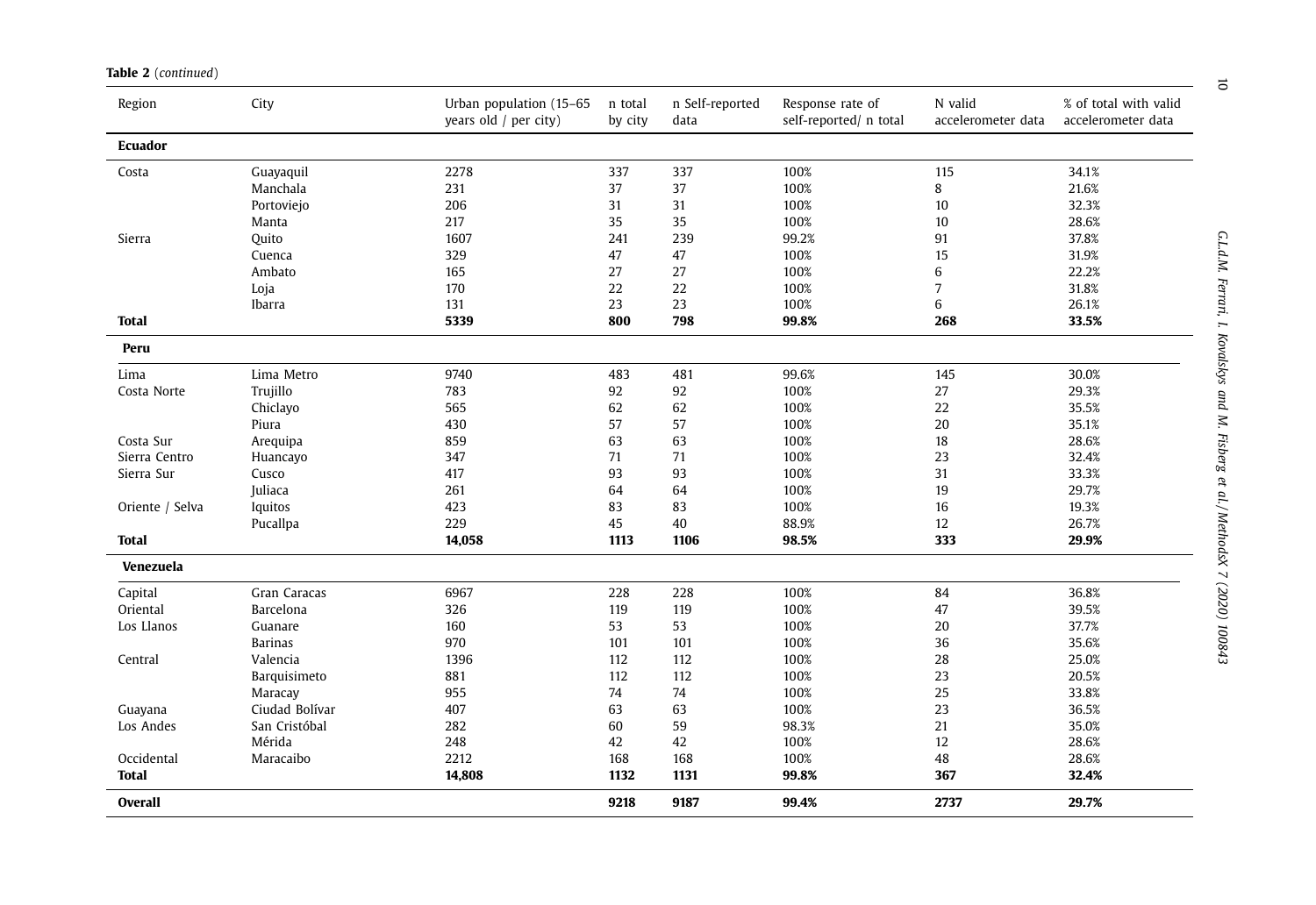**Table 2** (*continued*)

| Region | City | Urban population (15–65 years old / per city) | n total by city | n Self-reported data | Response rate of self-reported/ n total | N valid accelerometer data | % of total with valid accelerometer data |
|---|---|---|---|---|---|---|---|
| **Ecuador** | | | | | | | |
| Costa | Guayaquil | 2278 | 337 | 337 | 100% | 115 | 34.1% |
| | Manchala | 231 | 37 | 37 | 100% | 8 | 21.6% |
| | Portoviejo | 206 | 31 | 31 | 100% | 10 | 32.3% |
| | Manta | 217 | 35 | 35 | 100% | 10 | 28.6% |
| Sierra | Quito | 1607 | 241 | 239 | 99.2% | 91 | 37.8% |
| | Cuenca | 329 | 47 | 47 | 100% | 15 | 31.9% |
| | Ambato | 165 | 27 | 27 | 100% | 6 | 22.2% |
| | Loja | 170 | 22 | 22 | 100% | 7 | 31.8% |
| | Ibarra | 131 | 23 | 23 | 100% | 6 | 26.1% |
| **Total** | | **5339** | **800** | **798** | **99.8%** | **268** | **33.5%** |
| **Peru** | | | | | | | |
| Lima | Lima Metro | 9740 | 483 | 481 | 99.6% | 145 | 30.0% |
| Costa Norte | Trujillo | 783 | 92 | 92 | 100% | 27 | 29.3% |
| | Chiclayo | 565 | 62 | 62 | 100% | 22 | 35.5% |
| | Piura | 430 | 57 | 57 | 100% | 20 | 35.1% |
| Costa Sur | Arequipa | 859 | 63 | 63 | 100% | 18 | 28.6% |
| Sierra Centro | Huancayo | 347 | 71 | 71 | 100% | 23 | 32.4% |
| Sierra Sur | Cusco | 417 | 93 | 93 | 100% | 31 | 33.3% |
| | Juliaca | 261 | 64 | 64 | 100% | 19 | 29.7% |
| Oriente / Selva | Iquitos | 423 | 83 | 83 | 100% | 16 | 19.3% |
| | Pucallpa | 229 | 45 | 40 | 88.9% | 12 | 26.7% |
| **Total** | | **14,058** | **1113** | **1106** | **98.5%** | **333** | **29.9%** |
| **Venezuela** | | | | | | | |
| Capital | Gran Caracas | 6967 | 228 | 228 | 100% | 84 | 36.8% |
| Oriental | Barcelona | 326 | 119 | 119 | 100% | 47 | 39.5% |
| Los Llanos | Guanare | 160 | 53 | 53 | 100% | 20 | 37.7% |
| | Barinas | 970 | 101 | 101 | 100% | 36 | 35.6% |
| Central | Valencia | 1396 | 112 | 112 | 100% | 28 | 25.0% |
| | Barquisimeto | 881 | 112 | 112 | 100% | 23 | 20.5% |
| | Maracay | 955 | 74 | 74 | 100% | 25 | 33.8% |
| Guayana | Ciudad Bolívar | 407 | 63 | 63 | 100% | 23 | 36.5% |
| Los Andes | San Cristóbal | 282 | 60 | 59 | 98.3% | 21 | 35.0% |
| | Mérida | 248 | 42 | 42 | 100% | 12 | 28.6% |
| Occidental | Maracaibo | 2212 | 168 | 168 | 100% | 48 | 28.6% |
| **Total** | | **14,808** | **1132** | **1131** | **99.8%** | **367** | **32.4%** |
| **Overall** | | | **9218** | **9187** | **99.4%** | **2737** | **29.7%** |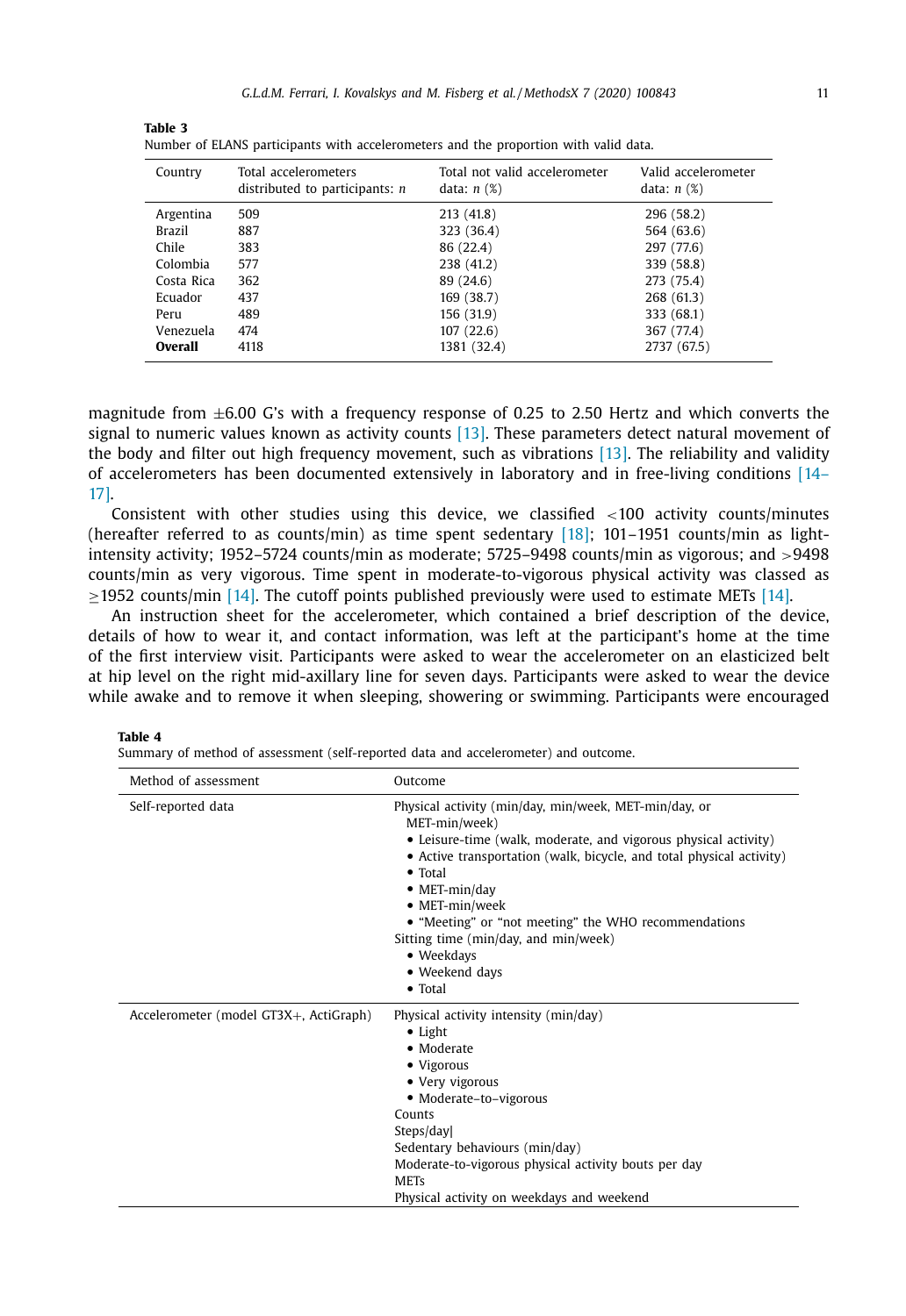**Table 3**
Number of ELANS participants with accelerometers and the proportion with valid data.

| Country | Total accelerometers distributed to participants: *n* | Total not valid accelerometer data: *n* (%) | Valid accelerometer data: *n* (%) |
|---|---|---|---|
| Argentina | 509 | 213 (41.8) | 296 (58.2) |
| Brazil | 887 | 323 (36.4) | 564 (63.6) |
| Chile | 383 | 86 (22.4) | 297 (77.6) |
| Colombia | 577 | 238 (41.2) | 339 (58.8) |
| Costa Rica | 362 | 89 (24.6) | 273 (75.4) |
| Ecuador | 437 | 169 (38.7) | 268 (61.3) |
| Peru | 489 | 156 (31.9) | 333 (68.1) |
| Venezuela | 474 | 107 (22.6) | 367 (77.4) |
| **Overall** | 4118 | 1381 (32.4) | 2737 (67.5) |

magnitude from ±6.00 G's with a frequency response of 0.25 to 2.50 Hertz and which converts the signal to numeric values known as activity counts [13]. These parameters detect natural movement of the body and filter out high frequency movement, such as vibrations [13]. The reliability and validity of accelerometers has been documented extensively in laboratory and in free-living conditions [14–17].

Consistent with other studies using this device, we classified <100 activity counts/minutes (hereafter referred to as counts/min) as time spent sedentary [18]; 101–1951 counts/min as light-intensity activity; 1952–5724 counts/min as moderate; 5725–9498 counts/min as vigorous; and >9498 counts/min as very vigorous. Time spent in moderate-to-vigorous physical activity was classed as ≥1952 counts/min [14]. The cutoff points published previously were used to estimate METs [14].

An instruction sheet for the accelerometer, which contained a brief description of the device, details of how to wear it, and contact information, was left at the participant's home at the time of the first interview visit. Participants were asked to wear the accelerometer on an elasticized belt at hip level on the right mid-axillary line for seven days. Participants were asked to wear the device while awake and to remove it when sleeping, showering or swimming. Participants were encouraged

**Table 4**
Summary of method of assessment (self-reported data and accelerometer) and outcome.

| Method of assessment | Outcome |
|---|---|
| Self-reported data | Physical activity (min/day, min/week, MET-min/day, or MET-min/week)<br>• Leisure-time (walk, moderate, and vigorous physical activity)<br>• Active transportation (walk, bicycle, and total physical activity)<br>• Total<br>• MET-min/day<br>• MET-min/week<br>• "Meeting" or "not meeting" the WHO recommendations<br>Sitting time (min/day, and min/week)<br>• Weekdays<br>• Weekend days<br>• Total |
| Accelerometer (model GT3X+, ActiGraph) | Physical activity intensity (min/day)<br>• Light<br>• Moderate<br>• Vigorous<br>• Very vigorous<br>• Moderate–to–vigorous<br>Counts<br>Steps/day\|<br>Sedentary behaviours (min/day)<br>Moderate-to-vigorous physical activity bouts per day<br>METs<br>Physical activity on weekdays and weekend |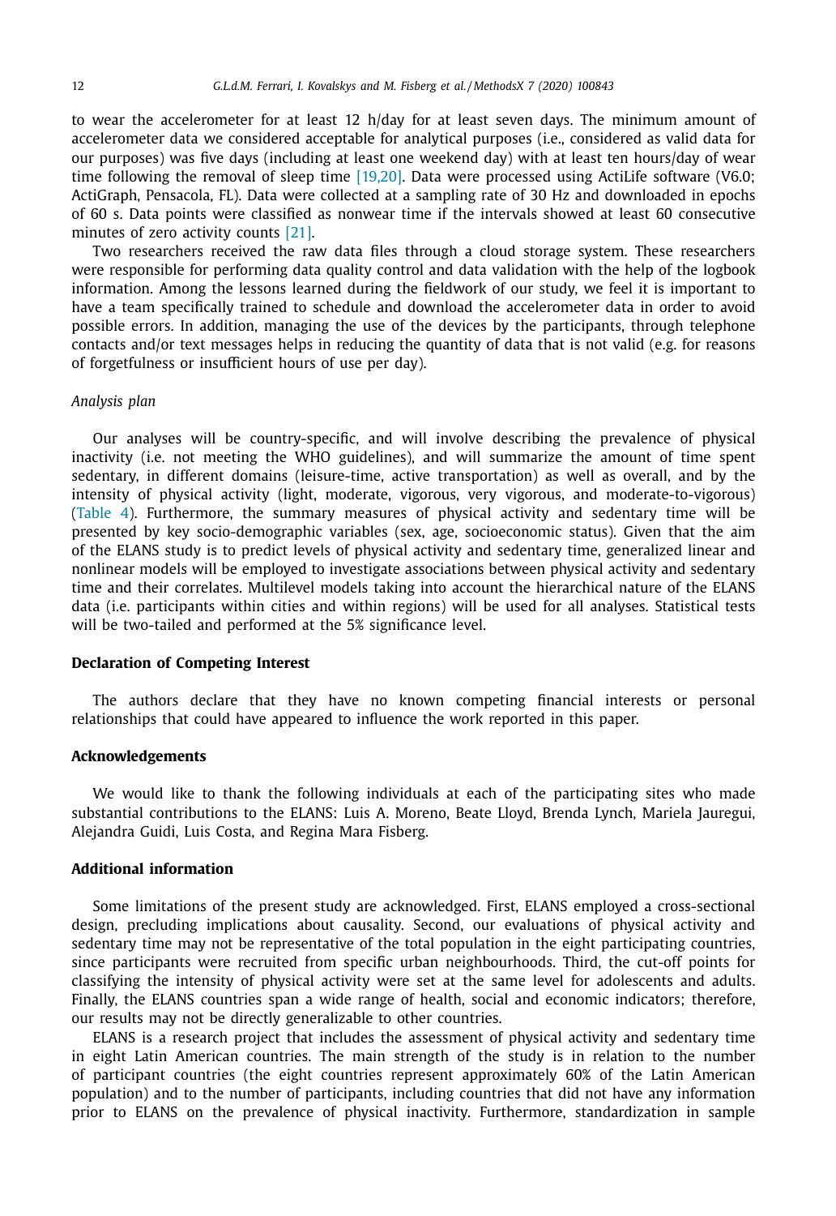to wear the accelerometer for at least 12 h/day for at least seven days. The minimum amount of accelerometer data we considered acceptable for analytical purposes (i.e., considered as valid data for our purposes) was five days (including at least one weekend day) with at least ten hours/day of wear time following the removal of sleep time [19,20]. Data were processed using ActiLife software (V6.0; ActiGraph, Pensacola, FL). Data were collected at a sampling rate of 30 Hz and downloaded in epochs of 60 s. Data points were classified as nonwear time if the intervals showed at least 60 consecutive minutes of zero activity counts [21].

Two researchers received the raw data files through a cloud storage system. These researchers were responsible for performing data quality control and data validation with the help of the logbook information. Among the lessons learned during the fieldwork of our study, we feel it is important to have a team specifically trained to schedule and download the accelerometer data in order to avoid possible errors. In addition, managing the use of the devices by the participants, through telephone contacts and/or text messages helps in reducing the quantity of data that is not valid (e.g. for reasons of forgetfulness or insufficient hours of use per day).

*Analysis plan*

Our analyses will be country-specific, and will involve describing the prevalence of physical inactivity (i.e. not meeting the WHO guidelines), and will summarize the amount of time spent sedentary, in different domains (leisure-time, active transportation) as well as overall, and by the intensity of physical activity (light, moderate, vigorous, very vigorous, and moderate-to-vigorous) (Table 4). Furthermore, the summary measures of physical activity and sedentary time will be presented by key socio-demographic variables (sex, age, socioeconomic status). Given that the aim of the ELANS study is to predict levels of physical activity and sedentary time, generalized linear and nonlinear models will be employed to investigate associations between physical activity and sedentary time and their correlates. Multilevel models taking into account the hierarchical nature of the ELANS data (i.e. participants within cities and within regions) will be used for all analyses. Statistical tests will be two-tailed and performed at the 5% significance level.

## Declaration of Competing Interest

The authors declare that they have no known competing financial interests or personal relationships that could have appeared to influence the work reported in this paper.

## Acknowledgements

We would like to thank the following individuals at each of the participating sites who made substantial contributions to the ELANS: Luis A. Moreno, Beate Lloyd, Brenda Lynch, Mariela Jauregui, Alejandra Guidi, Luis Costa, and Regina Mara Fisberg.

## Additional information

Some limitations of the present study are acknowledged. First, ELANS employed a cross-sectional design, precluding implications about causality. Second, our evaluations of physical activity and sedentary time may not be representative of the total population in the eight participating countries, since participants were recruited from specific urban neighbourhoods. Third, the cut-off points for classifying the intensity of physical activity were set at the same level for adolescents and adults. Finally, the ELANS countries span a wide range of health, social and economic indicators; therefore, our results may not be directly generalizable to other countries.

ELANS is a research project that includes the assessment of physical activity and sedentary time in eight Latin American countries. The main strength of the study is in relation to the number of participant countries (the eight countries represent approximately 60% of the Latin American population) and to the number of participants, including countries that did not have any information prior to ELANS on the prevalence of physical inactivity. Furthermore, standardization in sample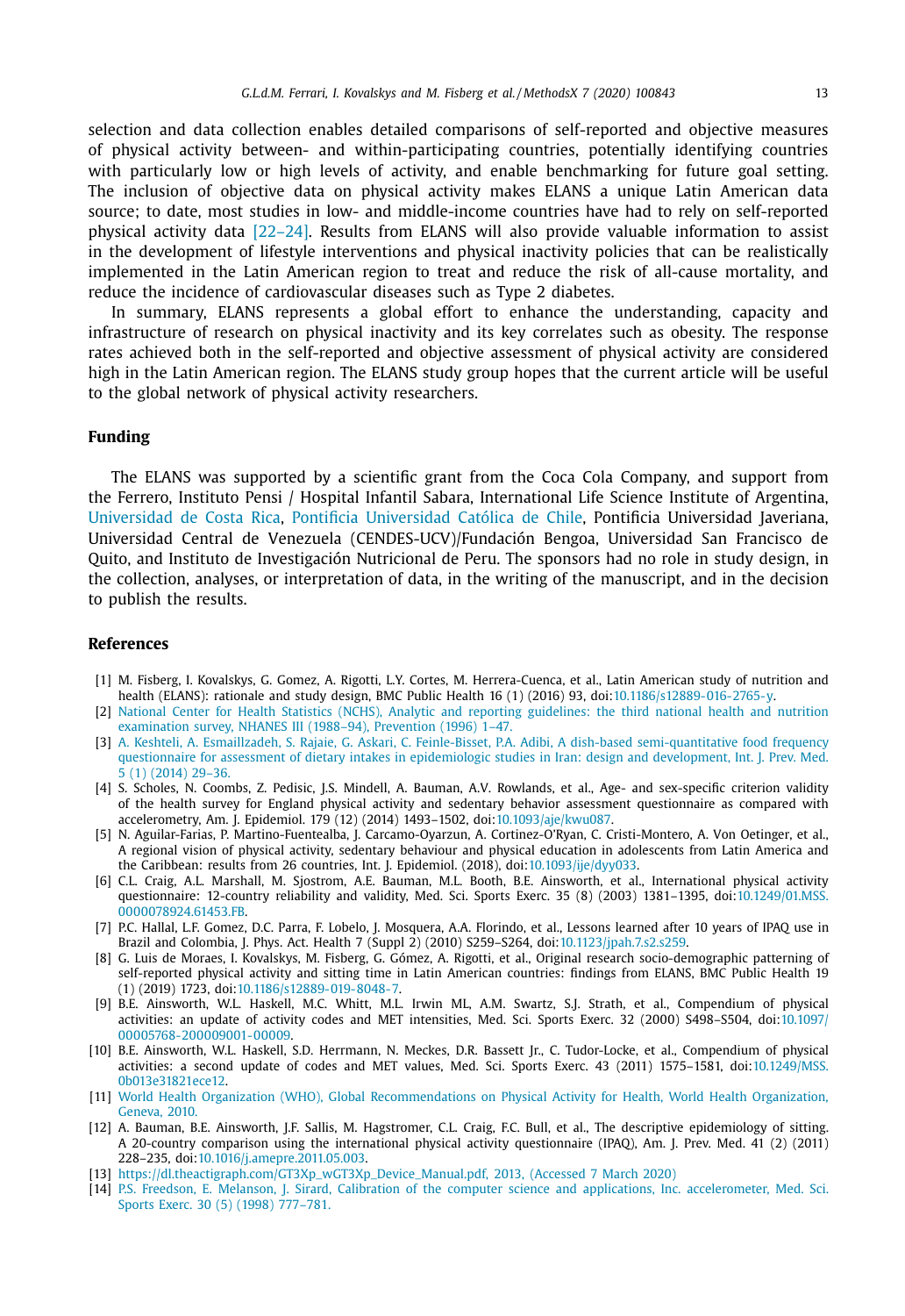selection and data collection enables detailed comparisons of self-reported and objective measures of physical activity between- and within-participating countries, potentially identifying countries with particularly low or high levels of activity, and enable benchmarking for future goal setting. The inclusion of objective data on physical activity makes ELANS a unique Latin American data source; to date, most studies in low- and middle-income countries have had to rely on self-reported physical activity data [22–24]. Results from ELANS will also provide valuable information to assist in the development of lifestyle interventions and physical inactivity policies that can be realistically implemented in the Latin American region to treat and reduce the risk of all-cause mortality, and reduce the incidence of cardiovascular diseases such as Type 2 diabetes.

In summary, ELANS represents a global effort to enhance the understanding, capacity and infrastructure of research on physical inactivity and its key correlates such as obesity. The response rates achieved both in the self-reported and objective assessment of physical activity are considered high in the Latin American region. The ELANS study group hopes that the current article will be useful to the global network of physical activity researchers.

## Funding

The ELANS was supported by a scientific grant from the Coca Cola Company, and support from the Ferrero, Instituto Pensi / Hospital Infantil Sabara, International Life Science Institute of Argentina, Universidad de Costa Rica, Pontificia Universidad Católica de Chile, Pontificia Universidad Javeriana, Universidad Central de Venezuela (CENDES-UCV)/Fundación Bengoa, Universidad San Francisco de Quito, and Instituto de Investigación Nutricional de Peru. The sponsors had no role in study design, in the collection, analyses, or interpretation of data, in the writing of the manuscript, and in the decision to publish the results.

## References

[1] M. Fisberg, I. Kovalskys, G. Gomez, A. Rigotti, L.Y. Cortes, M. Herrera-Cuenca, et al., Latin American study of nutrition and health (ELANS): rationale and study design, BMC Public Health 16 (1) (2016) 93, doi:10.1186/s12889-016-2765-y.

[2] National Center for Health Statistics (NCHS), Analytic and reporting guidelines: the third national health and nutrition examination survey, NHANES III (1988–94), Prevention (1996) 1–47.

[3] A. Keshteli, A. Esmaillzadeh, S. Rajaie, G. Askari, C. Feinle-Bisset, P.A. Adibi, A dish-based semi-quantitative food frequency questionnaire for assessment of dietary intakes in epidemiologic studies in Iran: design and development, Int. J. Prev. Med. 5 (1) (2014) 29–36.

[4] S. Scholes, N. Coombs, Z. Pedisic, J.S. Mindell, A. Bauman, A.V. Rowlands, et al., Age- and sex-specific criterion validity of the health survey for England physical activity and sedentary behavior assessment questionnaire as compared with accelerometry, Am. J. Epidemiol. 179 (12) (2014) 1493–1502, doi:10.1093/aje/kwu087.

[5] N. Aguilar-Farias, P. Martino-Fuentealba, J. Carcamo-Oyarzun, A. Cortinez-O'Ryan, C. Cristi-Montero, A. Von Oetinger, et al., A regional vision of physical activity, sedentary behaviour and physical education in adolescents from Latin America and the Caribbean: results from 26 countries, Int. J. Epidemiol. (2018), doi:10.1093/ije/dyy033.

[6] C.L. Craig, A.L. Marshall, M. Sjostrom, A.E. Bauman, M.L. Booth, B.E. Ainsworth, et al., International physical activity questionnaire: 12-country reliability and validity, Med. Sci. Sports Exerc. 35 (8) (2003) 1381–1395, doi:10.1249/01.MSS.0000078924.61453.FB.

[7] P.C. Hallal, L.F. Gomez, D.C. Parra, F. Lobelo, J. Mosquera, A.A. Florindo, et al., Lessons learned after 10 years of IPAQ use in Brazil and Colombia, J. Phys. Act. Health 7 (Suppl 2) (2010) S259–S264, doi:10.1123/jpah.7.s2.s259.

[8] G. Luis de Moraes, I. Kovalskys, M. Fisberg, G. Gómez, A. Rigotti, et al., Original research socio-demographic patterning of self-reported physical activity and sitting time in Latin American countries: findings from ELANS, BMC Public Health 19 (1) (2019) 1723, doi:10.1186/s12889-019-8048-7.

[9] B.E. Ainsworth, W.L. Haskell, M.C. Whitt, M.L. Irwin ML, A.M. Swartz, S.J. Strath, et al., Compendium of physical activities: an update of activity codes and MET intensities, Med. Sci. Sports Exerc. 32 (2000) S498–S504, doi:10.1097/00005768-200009001-00009.

[10] B.E. Ainsworth, W.L. Haskell, S.D. Herrmann, N. Meckes, D.R. Bassett Jr., C. Tudor-Locke, et al., Compendium of physical activities: a second update of codes and MET values, Med. Sci. Sports Exerc. 43 (2011) 1575–1581, doi:10.1249/MSS.0b013e31821ece12.

[11] World Health Organization (WHO), Global Recommendations on Physical Activity for Health, World Health Organization, Geneva, 2010.

[12] A. Bauman, B.E. Ainsworth, J.F. Sallis, M. Hagstromer, C.L. Craig, F.C. Bull, et al., The descriptive epidemiology of sitting. A 20-country comparison using the international physical activity questionnaire (IPAQ), Am. J. Prev. Med. 41 (2) (2011) 228–235, doi:10.1016/j.amepre.2011.05.003.

[13] https://dl.theactigraph.com/GT3Xp_wGT3Xp_Device_Manual.pdf, 2013, (Accessed 7 March 2020)

[14] P.S. Freedson, E. Melanson, J. Sirard, Calibration of the computer science and applications, Inc. accelerometer, Med. Sci. Sports Exerc. 30 (5) (1998) 777–781.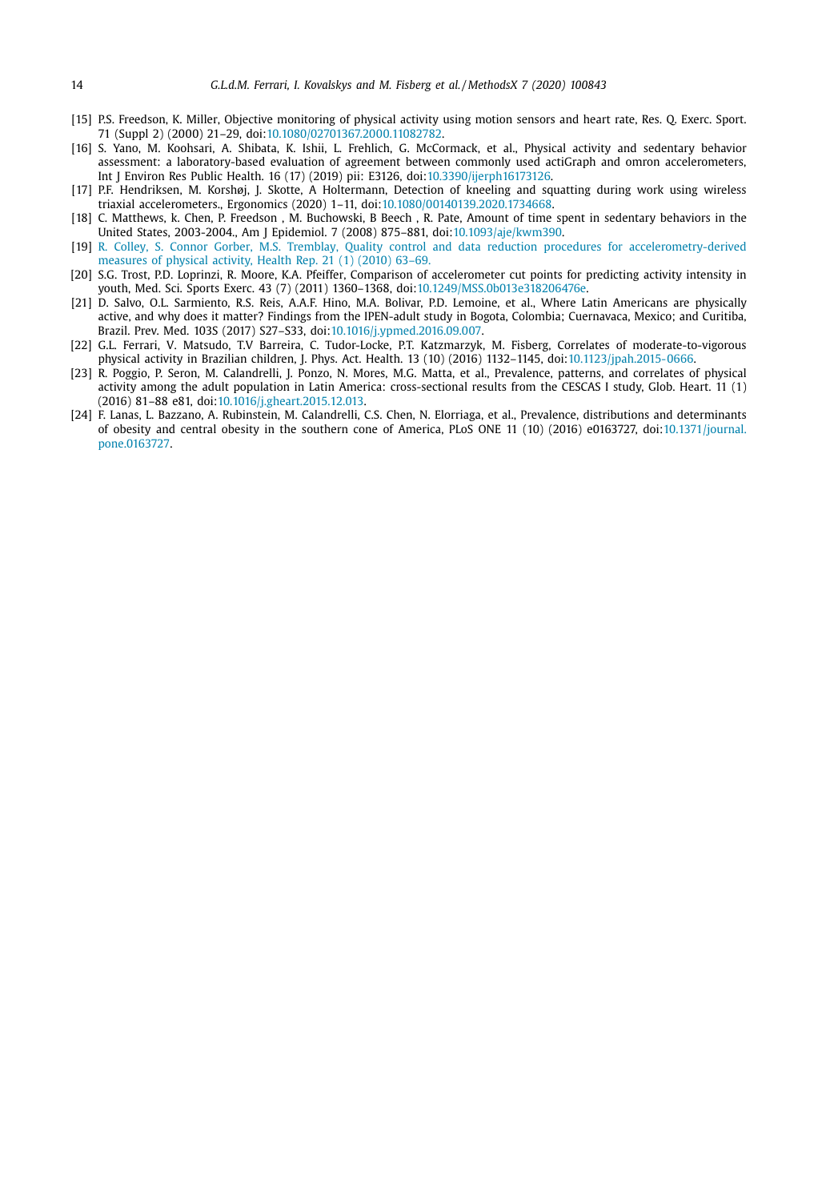[15] P.S. Freedson, K. Miller, Objective monitoring of physical activity using motion sensors and heart rate, Res. Q. Exerc. Sport. 71 (Suppl 2) (2000) 21–29, doi:10.1080/02701367.2000.11082782.

[16] S. Yano, M. Koohsari, A. Shibata, K. Ishii, L. Frehlich, G. McCormack, et al., Physical activity and sedentary behavior assessment: a laboratory-based evaluation of agreement between commonly used actiGraph and omron accelerometers, Int J Environ Res Public Health. 16 (17) (2019) pii: E3126, doi:10.3390/ijerph16173126.

[17] P.F. Hendriksen, M. Korshøj, J. Skotte, A Holtermann, Detection of kneeling and squatting during work using wireless triaxial accelerometers., Ergonomics (2020) 1–11, doi:10.1080/00140139.2020.1734668.

[18] C. Matthews, k. Chen, P. Freedson , M. Buchowski, B Beech , R. Pate, Amount of time spent in sedentary behaviors in the United States, 2003-2004., Am J Epidemiol. 7 (2008) 875–881, doi:10.1093/aje/kwm390.

[19] R. Colley, S. Connor Gorber, M.S. Tremblay, Quality control and data reduction procedures for accelerometry-derived measures of physical activity, Health Rep. 21 (1) (2010) 63–69.

[20] S.G. Trost, P.D. Loprinzi, R. Moore, K.A. Pfeiffer, Comparison of accelerometer cut points for predicting activity intensity in youth, Med. Sci. Sports Exerc. 43 (7) (2011) 1360–1368, doi:10.1249/MSS.0b013e318206476e.

[21] D. Salvo, O.L. Sarmiento, R.S. Reis, A.A.F. Hino, M.A. Bolivar, P.D. Lemoine, et al., Where Latin Americans are physically active, and why does it matter? Findings from the IPEN-adult study in Bogota, Colombia; Cuernavaca, Mexico; and Curitiba, Brazil. Prev. Med. 103S (2017) S27–S33, doi:10.1016/j.ypmed.2016.09.007.

[22] G.L. Ferrari, V. Matsudo, T.V Barreira, C. Tudor-Locke, P.T. Katzmarzyk, M. Fisberg, Correlates of moderate-to-vigorous physical activity in Brazilian children, J. Phys. Act. Health. 13 (10) (2016) 1132–1145, doi:10.1123/jpah.2015-0666.

[23] R. Poggio, P. Seron, M. Calandrelli, J. Ponzo, N. Mores, M.G. Matta, et al., Prevalence, patterns, and correlates of physical activity among the adult population in Latin America: cross-sectional results from the CESCAS I study, Glob. Heart. 11 (1) (2016) 81–88 e81, doi:10.1016/j.gheart.2015.12.013.

[24] F. Lanas, L. Bazzano, A. Rubinstein, M. Calandrelli, C.S. Chen, N. Elorriaga, et al., Prevalence, distributions and determinants of obesity and central obesity in the southern cone of America, PLoS ONE 11 (10) (2016) e0163727, doi:10.1371/journal.pone.0163727.